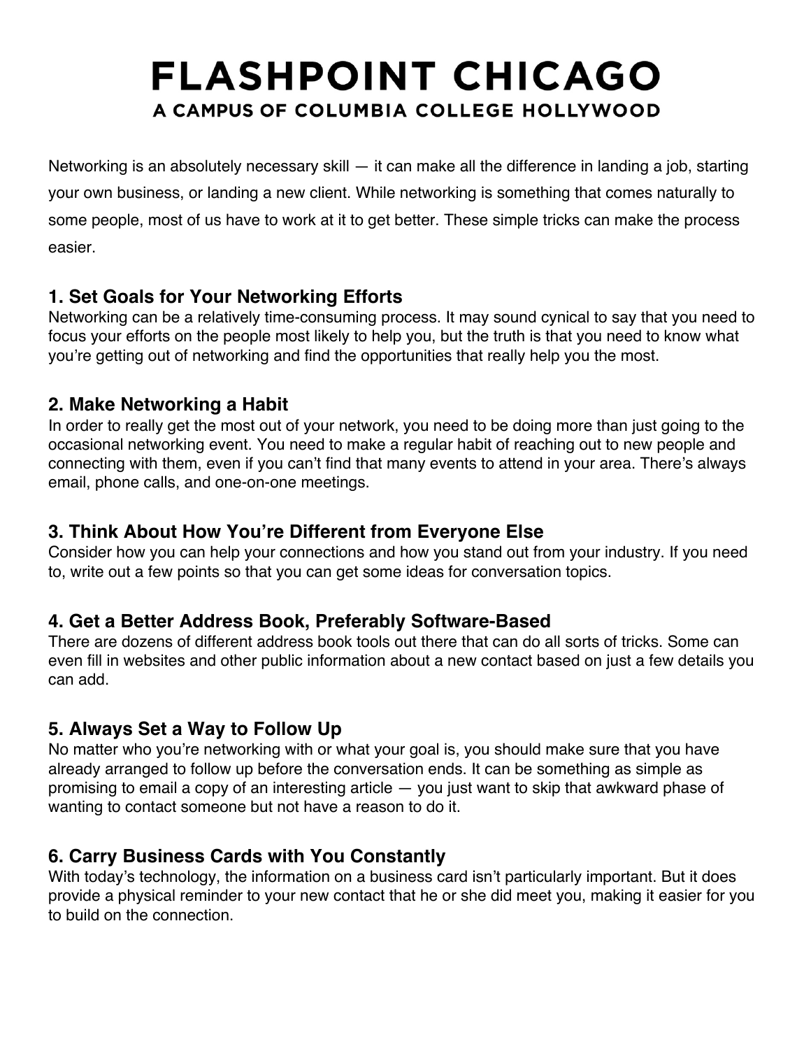# FLASHPOINT CHICAGO

## A CAMPUS OF COLUMBIA COLLEGE HOLLYWOOD

Networking is an absolutely necessary skill — it can make all the difference in landing a job, starting your own business, or landing a new client. While networking is something that comes naturally to some people, most of us have to work at it to get better. These simple tricks can make the process easier.

### 1. Set Goals for Your Networking Efforts

Networking can be a relatively time-consuming process. It may sound cynical to say that you need to focus your efforts on the people most likely to help you, but the truth is that you need to know what you're getting out of networking and find the opportunities that really help you the most.

### 2. Make Networking a Habit

In order to really get the most out of your network, you need to be doing more than just going to the occasional networking event. You need to make a regular habit of reaching out to new people and connecting with them, even if you can't find that many events to attend in your area. There's always email, phone calls, and one-on-one meetings.

### 3. Think About How You're Different from Everyone Else

Consider how you can help your connections and how you stand out from your industry. If you need to, write out a few points so that you can get some ideas for conversation topics.

### 4. Get a Better Address Book, Preferably Software-Based

There are dozens of different address book tools out there that can do all sorts of tricks. Some can even fill in websites and other public information about a new contact based on just a few details you can add.

### 5. Always Set a Way to Follow Up

No matter who you're networking with or what your goal is, you should make sure that you have already arranged to follow up before the conversation ends. It can be something as simple as promising to email a copy of an interesting article — you just want to skip that awkward phase of wanting to contact someone but not have a reason to do it.

### 6. Carry Business Cards with You Constantly

With today's technology, the information on a business card isn't particularly important. But it does provide a physical reminder to your new contact that he or she did meet you, making it easier for you to build on the connection.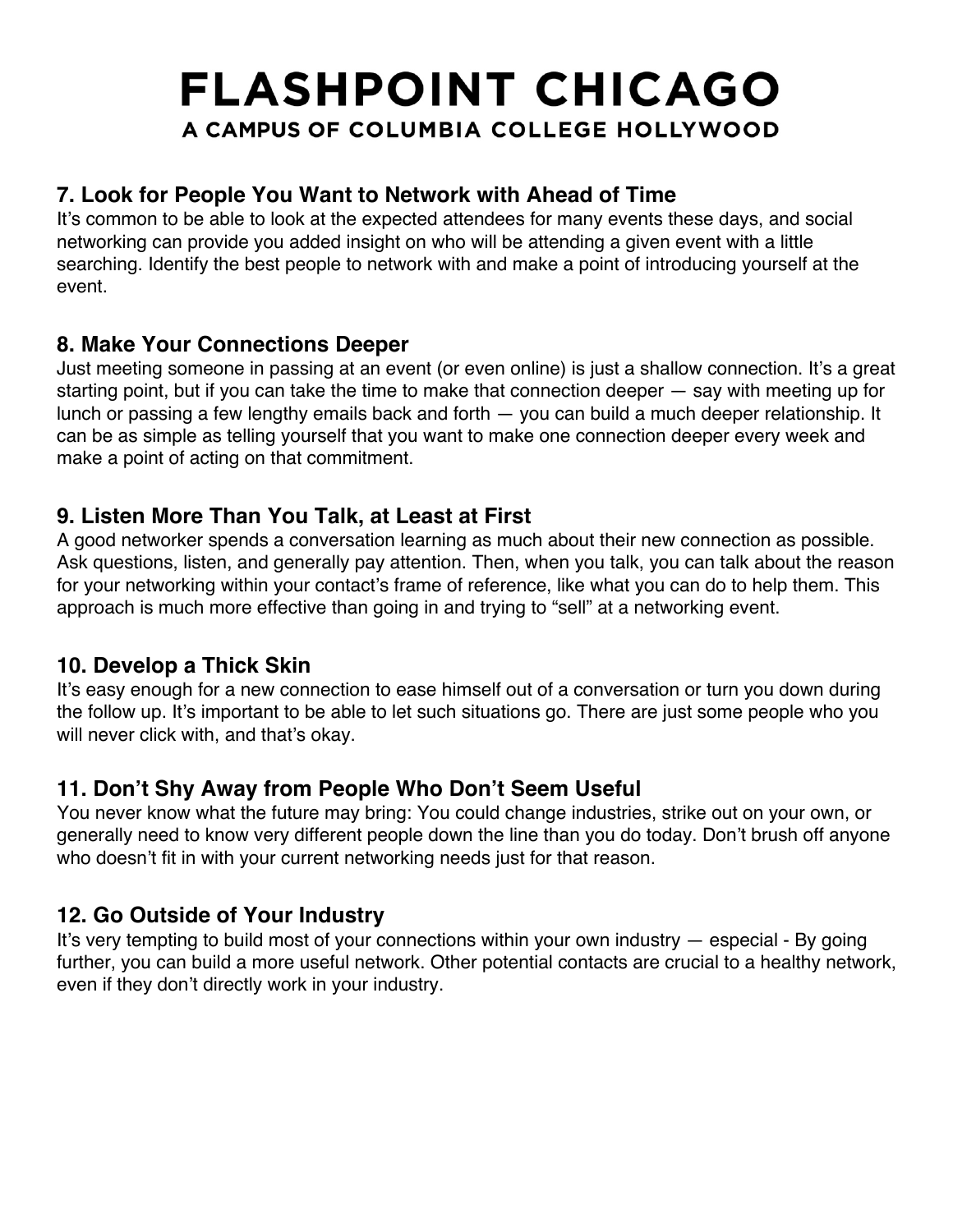## 7. Look for People You Want to Network with Ahead of Time

It's common to be able to look at the expected attendees for many events these days, and social networking can provide you added insight on who will be attending a given event with a little searching. Identify the best people to network with and make a point of introducing yourself at the event.

## 8. Make Your Connections Deeper

Just meeting someone in passing at an event (or even online) is just a shallow connection. It's a great starting point, but if you can take the time to make that connection deeper — say with meeting up for lunch or passing a few lengthy emails back and forth — you can build a much deeper relationship. It can be as simple as telling yourself that you want to make one connection deeper every week and make a point of acting on that commitment.

## 9. Listen More Than You Talk, at Least at First

A good networker spends a conversation learning as much about their new connection as possible. Ask questions, listen, and generally pay attention. Then, when you talk, you can talk about the reason for your networking within your contact's frame of reference, like what you can do to help them. This approach is much more effective than going in and trying to "sell" at a networking event.

## 10. Develop a Thick Skin

It's easy enough for a new connection to ease himself out of a conversation or turn you down during the follow up. It's important to be able to let such situations go. There are just some people who you will never click with, and that's okay.

## 11. Don't Shy Away from People Who Don't Seem Useful

You never know what the future may bring: You could change industries, strike out on your own, or generally need to know very different people down the line than you do today. Don't brush off anyone who doesn't fit in with your current networking needs just for that reason.

## 12. Go Outside of Your Industry

It's very tempting to build most of your connections within your own industry — especial - By going further, you can build a more useful network. Other potential contacts are crucial to a healthy network, even if they don't directly work in your industry.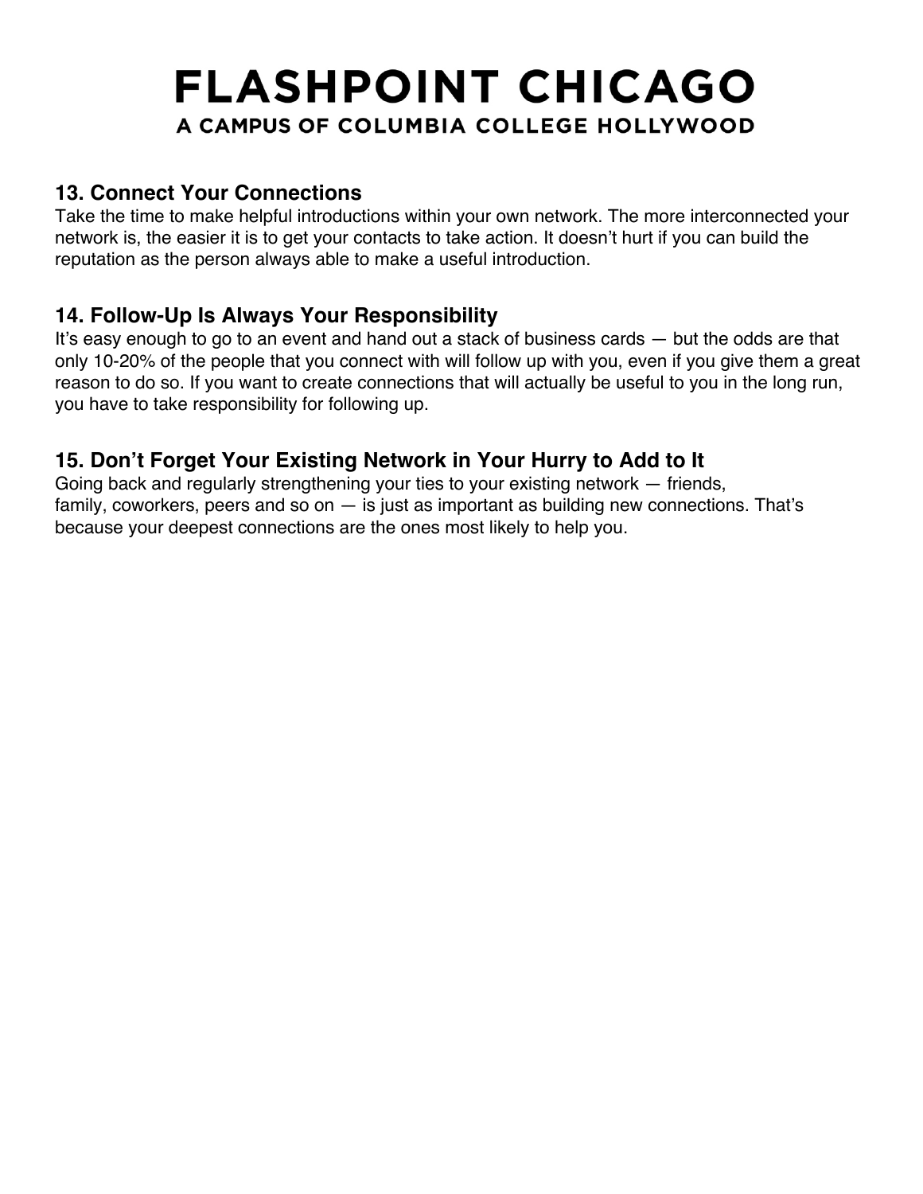## 13. Connect Your Connections

Take the time to make helpful introductions within your own network. The more interconnected your network is, the easier it is to get your contacts to take action. It doesn't hurt if you can build the reputation as the person always able to make a useful introduction.

## 14. Follow-Up Is Always Your Responsibility

It's easy enough to go to an event and hand out a stack of business cards — but the odds are that only 10-20% of the people that you connect with will follow up with you, even if you give them a great reason to do so. If you want to create connections that will actually be useful to you in the long run, you have to take responsibility for following up.

## 15. Don't Forget Your Existing Network in Your Hurry to Add to It

Going back and regularly strengthening your ties to your existing network — friends, family, coworkers, peers and so on — is just as important as building new connections. That's because your deepest connections are the ones most likely to help you.